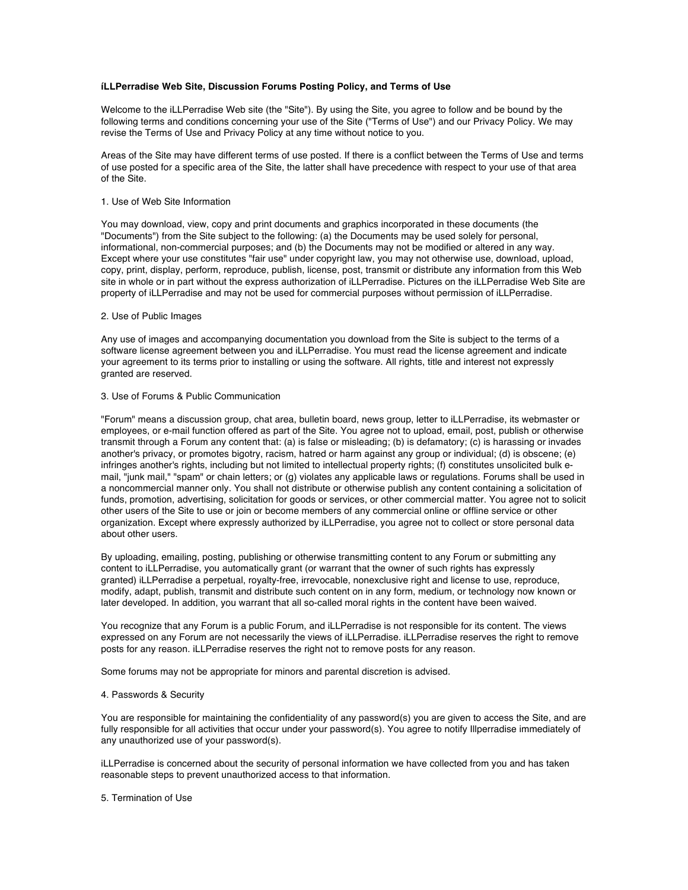**iLLPerradise Web Site, Discussion Forums Posting Policy, and Terms of Use**

Welcome to the iLLPerradise Web site (the "Site"). By using the Site, you agree to follow and be bound by the following terms and conditions concerning your use of the Site ("Terms of Use") and our Privacy Policy. We may revise the Terms of Use and Privacy Policy at any time without notice to you.

Areas of the Site may have different terms of use posted. If there is a conflict between the Terms of Use and terms of use posted for a specific area of the Site, the latter shall have precedence with respect to your use of that area of the Site.

1. Use of Web Site Information

You may download, view, copy and print documents and graphics incorporated in these documents (the "Documents") from the Site subject to the following: (a) the Documents may be used solely for personal, informational, non-commercial purposes; and (b) the Documents may not be modified or altered in any way. Except where your use constitutes "fair use" under copyright law, you may not otherwise use, download, upload, copy, print, display, perform, reproduce, publish, license, post, transmit or distribute any information from this Web site in whole or in part without the express authorization of iLLPerradise. Pictures on the iLLPerradise Web Site are property of iLLPerradise and may not be used for commercial purposes without permission of iLLPerradise.

2. Use of Public Images

Any use of images and accompanying documentation you download from the Site is subject to the terms of a software license agreement between you and iLLPerradise. You must read the license agreement and indicate your agreement to its terms prior to installing or using the software. All rights, title and interest not expressly granted are reserved.

3. Use of Forums & Public Communication

"Forum" means a discussion group, chat area, bulletin board, news group, letter to iLLPerradise, its webmaster or employees, or e-mail function offered as part of the Site. You agree not to upload, email, post, publish or otherwise transmit through a Forum any content that: (a) is false or misleading; (b) is defamatory; (c) is harassing or invades another's privacy, or promotes bigotry, racism, hatred or harm against any group or individual; (d) is obscene; (e) infringes another's rights, including but not limited to intellectual property rights; (f) constitutes unsolicited bulk e-mail, "junk mail," "spam" or chain letters; or (g) violates any applicable laws or regulations. Forums shall be used in a noncommercial manner only. You shall not distribute or otherwise publish any content containing a solicitation of funds, promotion, advertising, solicitation for goods or services, or other commercial matter. You agree not to solicit other users of the Site to use or join or become members of any commercial online or offline service or other organization. Except where expressly authorized by iLLPerradise, you agree not to collect or store personal data about other users.

By uploading, emailing, posting, publishing or otherwise transmitting content to any Forum or submitting any content to iLLPerradise, you automatically grant (or warrant that the owner of such rights has expressly granted) iLLPerradise a perpetual, royalty-free, irrevocable, nonexclusive right and license to use, reproduce, modify, adapt, publish, transmit and distribute such content on in any form, medium, or technology now known or later developed. In addition, you warrant that all so-called moral rights in the content have been waived.

You recognize that any Forum is a public Forum, and iLLPerradise is not responsible for its content. The views expressed on any Forum are not necessarily the views of iLLPerradise. iLLPerradise reserves the right to remove posts for any reason. iLLPerradise reserves the right not to remove posts for any reason.

Some forums may not be appropriate for minors and parental discretion is advised.

4. Passwords & Security

You are responsible for maintaining the confidentiality of any password(s) you are given to access the Site, and are fully responsible for all activities that occur under your password(s). You agree to notify Illperradise immediately of any unauthorized use of your password(s).

iLLPerradise is concerned about the security of personal information we have collected from you and has taken reasonable steps to prevent unauthorized access to that information.

5. Termination of Use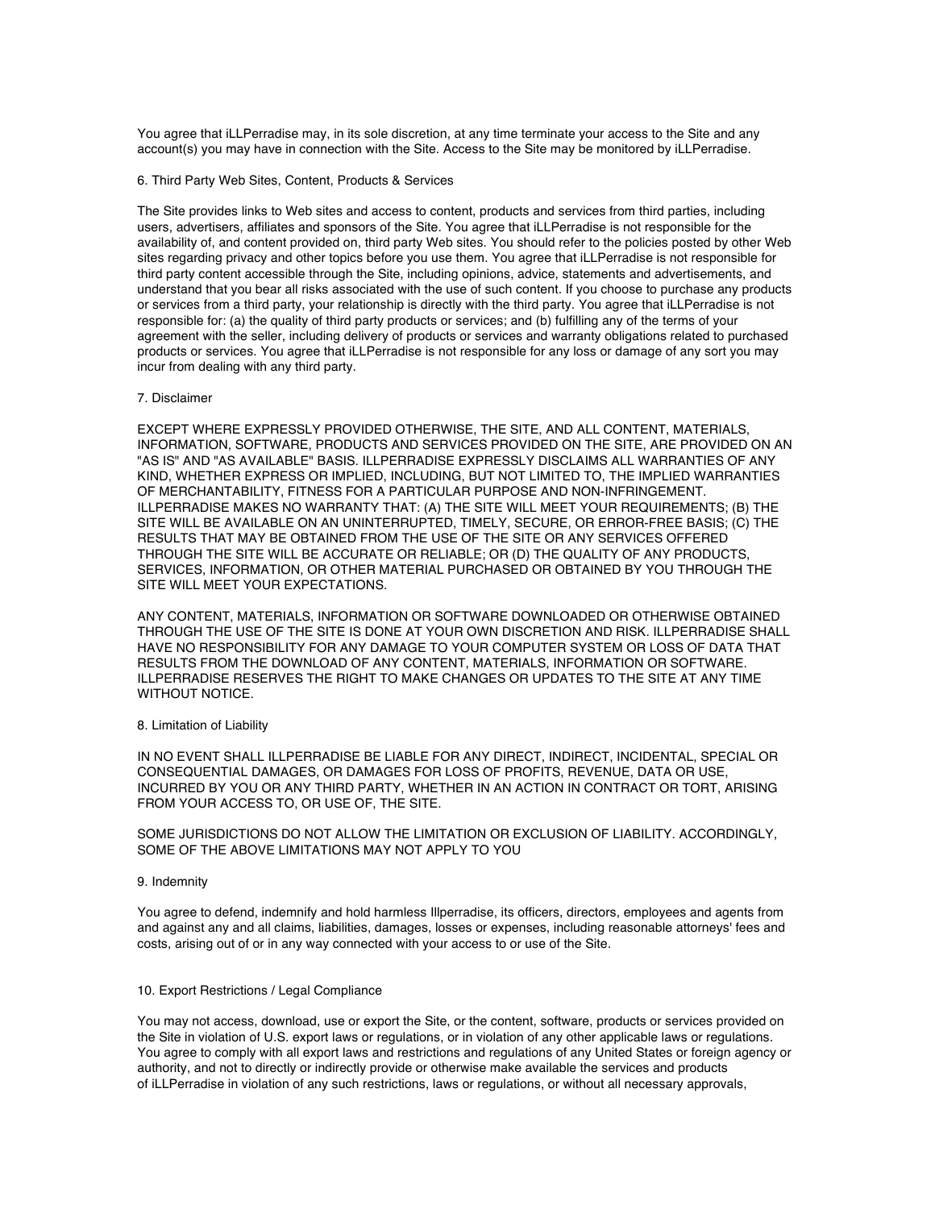You agree that iLLPerradise may, in its sole discretion, at any time terminate your access to the Site and any account(s) you may have in connection with the Site. Access to the Site may be monitored by iLLPerradise.

## 6. Third Party Web Sites, Content, Products & Services

The Site provides links to Web sites and access to content, products and services from third parties, including users, advertisers, affiliates and sponsors of the Site. You agree that iLLPerradise is not responsible for the availability of, and content provided on, third party Web sites. You should refer to the policies posted by other Web sites regarding privacy and other topics before you use them. You agree that iLLPerradise is not responsible for third party content accessible through the Site, including opinions, advice, statements and advertisements, and understand that you bear all risks associated with the use of such content. If you choose to purchase any products or services from a third party, your relationship is directly with the third party. You agree that iLLPerradise is not responsible for: (a) the quality of third party products or services; and (b) fulfilling any of the terms of your agreement with the seller, including delivery of products or services and warranty obligations related to purchased products or services. You agree that iLLPerradise is not responsible for any loss or damage of any sort you may incur from dealing with any third party.

## 7. Disclaimer

EXCEPT WHERE EXPRESSLY PROVIDED OTHERWISE, THE SITE, AND ALL CONTENT, MATERIALS, INFORMATION, SOFTWARE, PRODUCTS AND SERVICES PROVIDED ON THE SITE, ARE PROVIDED ON AN "AS IS" AND "AS AVAILABLE" BASIS. ILLPERRADISE EXPRESSLY DISCLAIMS ALL WARRANTIES OF ANY KIND, WHETHER EXPRESS OR IMPLIED, INCLUDING, BUT NOT LIMITED TO, THE IMPLIED WARRANTIES OF MERCHANTABILITY, FITNESS FOR A PARTICULAR PURPOSE AND NON-INFRINGEMENT. ILLPERRADISE MAKES NO WARRANTY THAT: (A) THE SITE WILL MEET YOUR REQUIREMENTS; (B) THE SITE WILL BE AVAILABLE ON AN UNINTERRUPTED, TIMELY, SECURE, OR ERROR-FREE BASIS; (C) THE RESULTS THAT MAY BE OBTAINED FROM THE USE OF THE SITE OR ANY SERVICES OFFERED THROUGH THE SITE WILL BE ACCURATE OR RELIABLE; OR (D) THE QUALITY OF ANY PRODUCTS, SERVICES, INFORMATION, OR OTHER MATERIAL PURCHASED OR OBTAINED BY YOU THROUGH THE SITE WILL MEET YOUR EXPECTATIONS.

ANY CONTENT, MATERIALS, INFORMATION OR SOFTWARE DOWNLOADED OR OTHERWISE OBTAINED THROUGH THE USE OF THE SITE IS DONE AT YOUR OWN DISCRETION AND RISK. ILLPERRADISE SHALL HAVE NO RESPONSIBILITY FOR ANY DAMAGE TO YOUR COMPUTER SYSTEM OR LOSS OF DATA THAT RESULTS FROM THE DOWNLOAD OF ANY CONTENT, MATERIALS, INFORMATION OR SOFTWARE. ILLPERRADISE RESERVES THE RIGHT TO MAKE CHANGES OR UPDATES TO THE SITE AT ANY TIME WITHOUT NOTICE.

## 8. Limitation of Liability

IN NO EVENT SHALL ILLPERRADISE BE LIABLE FOR ANY DIRECT, INDIRECT, INCIDENTAL, SPECIAL OR CONSEQUENTIAL DAMAGES, OR DAMAGES FOR LOSS OF PROFITS, REVENUE, DATA OR USE, INCURRED BY YOU OR ANY THIRD PARTY, WHETHER IN AN ACTION IN CONTRACT OR TORT, ARISING FROM YOUR ACCESS TO, OR USE OF, THE SITE.

SOME JURISDICTIONS DO NOT ALLOW THE LIMITATION OR EXCLUSION OF LIABILITY. ACCORDINGLY, SOME OF THE ABOVE LIMITATIONS MAY NOT APPLY TO YOU

## 9. Indemnity

You agree to defend, indemnify and hold harmless Illperradise, its officers, directors, employees and agents from and against any and all claims, liabilities, damages, losses or expenses, including reasonable attorneys' fees and costs, arising out of or in any way connected with your access to or use of the Site.

## 10. Export Restrictions / Legal Compliance

You may not access, download, use or export the Site, or the content, software, products or services provided on the Site in violation of U.S. export laws or regulations, or in violation of any other applicable laws or regulations. You agree to comply with all export laws and restrictions and regulations of any United States or foreign agency or authority, and not to directly or indirectly provide or otherwise make available the services and products of iLLPerradise in violation of any such restrictions, laws or regulations, or without all necessary approvals,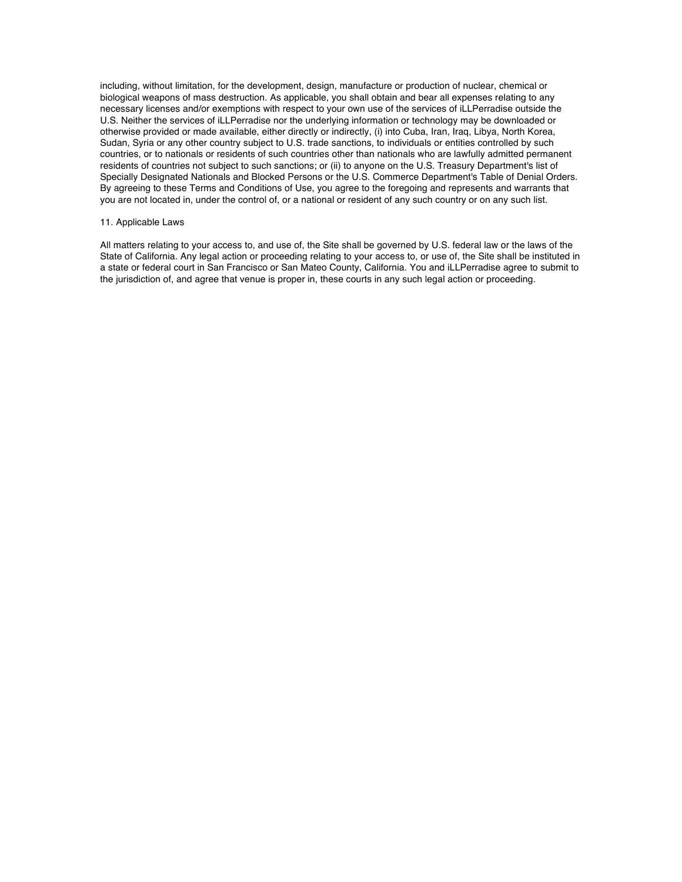including, without limitation, for the development, design, manufacture or production of nuclear, chemical or biological weapons of mass destruction. As applicable, you shall obtain and bear all expenses relating to any necessary licenses and/or exemptions with respect to your own use of the services of iLLPerradise outside the U.S. Neither the services of iLLPerradise nor the underlying information or technology may be downloaded or otherwise provided or made available, either directly or indirectly, (i) into Cuba, Iran, Iraq, Libya, North Korea, Sudan, Syria or any other country subject to U.S. trade sanctions, to individuals or entities controlled by such countries, or to nationals or residents of such countries other than nationals who are lawfully admitted permanent residents of countries not subject to such sanctions; or (ii) to anyone on the U.S. Treasury Department's list of Specially Designated Nationals and Blocked Persons or the U.S. Commerce Department's Table of Denial Orders. By agreeing to these Terms and Conditions of Use, you agree to the foregoing and represents and warrants that you are not located in, under the control of, or a national or resident of any such country or on any such list.

## 11. Applicable Laws

All matters relating to your access to, and use of, the Site shall be governed by U.S. federal law or the laws of the State of California. Any legal action or proceeding relating to your access to, or use of, the Site shall be instituted in a state or federal court in San Francisco or San Mateo County, California. You and iLLPerradise agree to submit to the jurisdiction of, and agree that venue is proper in, these courts in any such legal action or proceeding.